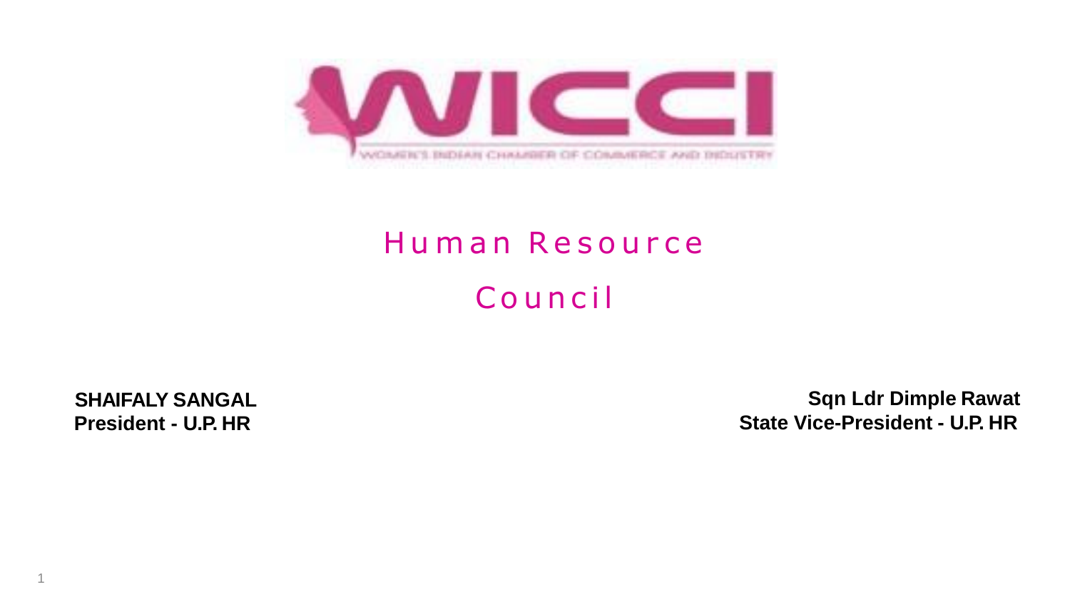WICCI

WOMEN'S INDIAN CHAMBER OF COMMERCE AND INDUSTRY

# Human Resource Council

**SHAIFALY SANGAL**
**President - U.P. HR**

**Sqn Ldr Dimple Rawat**
**State Vice-President - U.P. HR**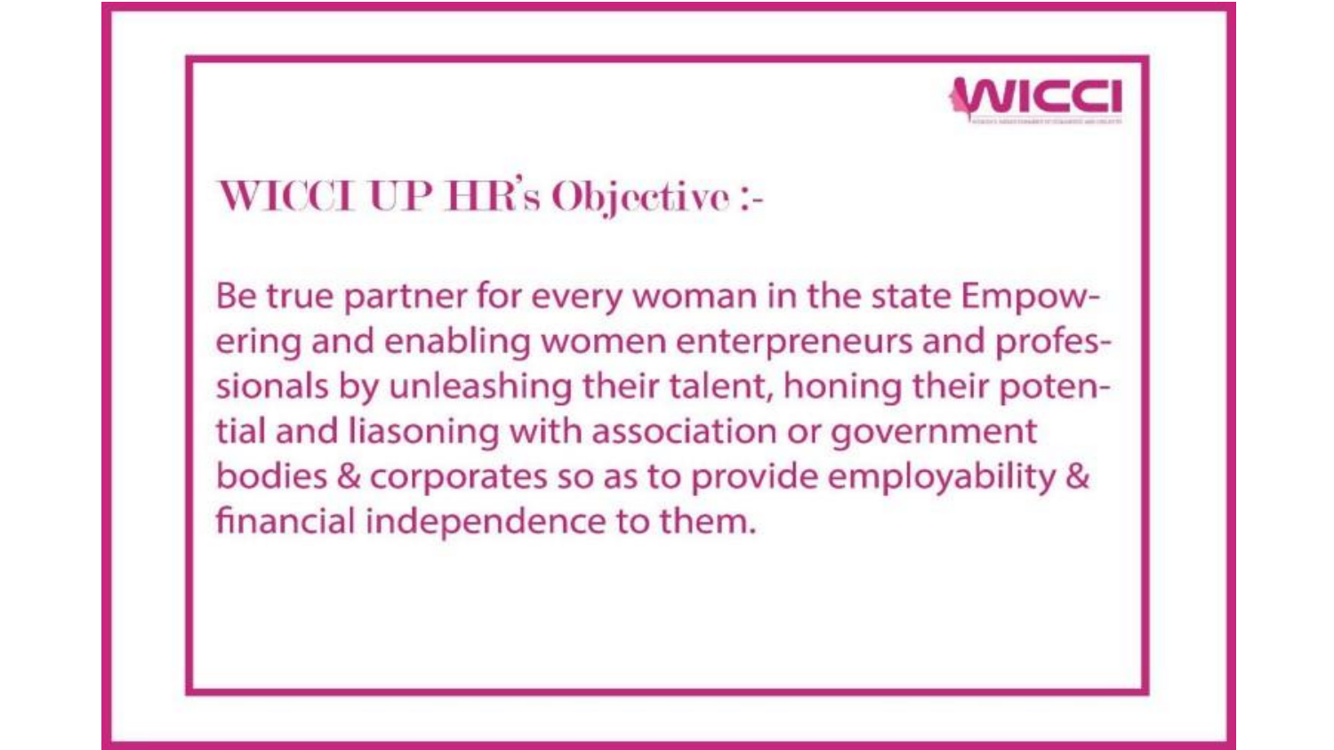WICCI

## WICCI UP HR's Objective :-

Be true partner for every woman in the state Empowering and enabling women enterpreneurs and professionals by unleashing their talent, honing their potential and liasoning with association or government bodies & corporates so as to provide employability & financial independence to them.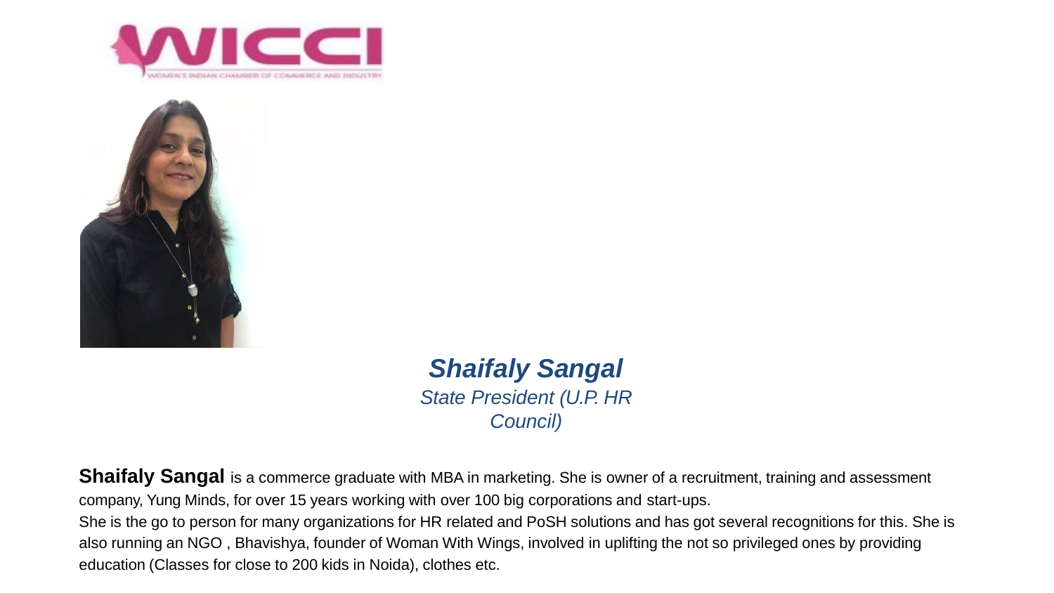## *Shaifaly Sangal*

*State President (U.P. HR Council)*

**Shaifaly Sangal** is a commerce graduate with MBA in marketing. She is owner of a recruitment, training and assessment company, Yung Minds, for over 15 years working with over 100 big corporations and start-ups.

She is the go to person for many organizations for HR related and PoSH solutions and has got several recognitions for this. She is also running an NGO , Bhavishya, founder of Woman With Wings, involved in uplifting the not so privileged ones by providing education (Classes for close to 200 kids in Noida), clothes etc.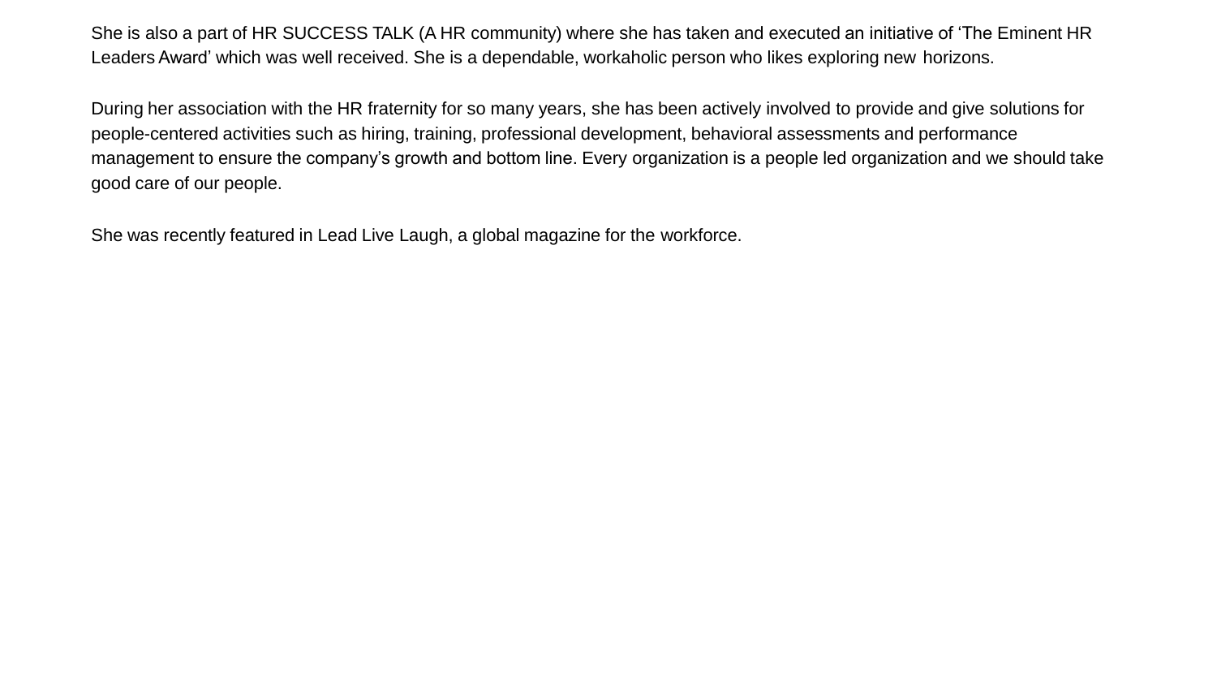She is also a part of HR SUCCESS TALK (A HR community) where she has taken and executed an initiative of 'The Eminent HR Leaders Award' which was well received. She is a dependable, workaholic person who likes exploring new horizons.

During her association with the HR fraternity for so many years, she has been actively involved to provide and give solutions for people-centered activities such as hiring, training, professional development, behavioral assessments and performance management to ensure the company's growth and bottom line. Every organization is a people led organization and we should take good care of our people.

She was recently featured in Lead Live Laugh, a global magazine for the workforce.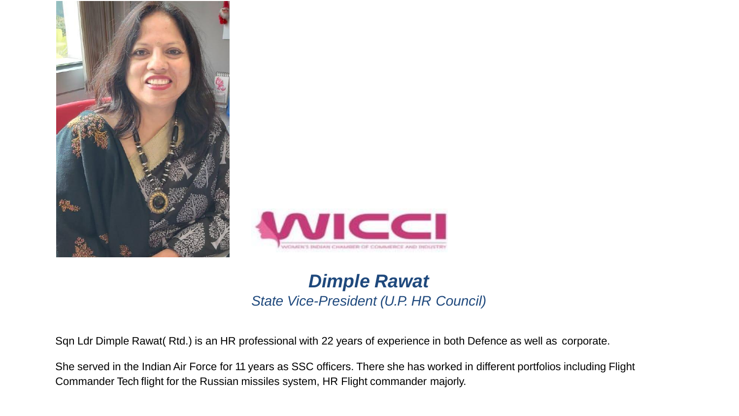***Dimple Rawat***

*State Vice-President (U.P. HR Council)*

Sqn Ldr Dimple Rawat( Rtd.) is an HR professional with 22 years of experience in both Defence as well as corporate.

She served in the Indian Air Force for 11 years as SSC officers. There she has worked in different portfolios including Flight Commander Tech flight for the Russian missiles system, HR Flight commander majorly.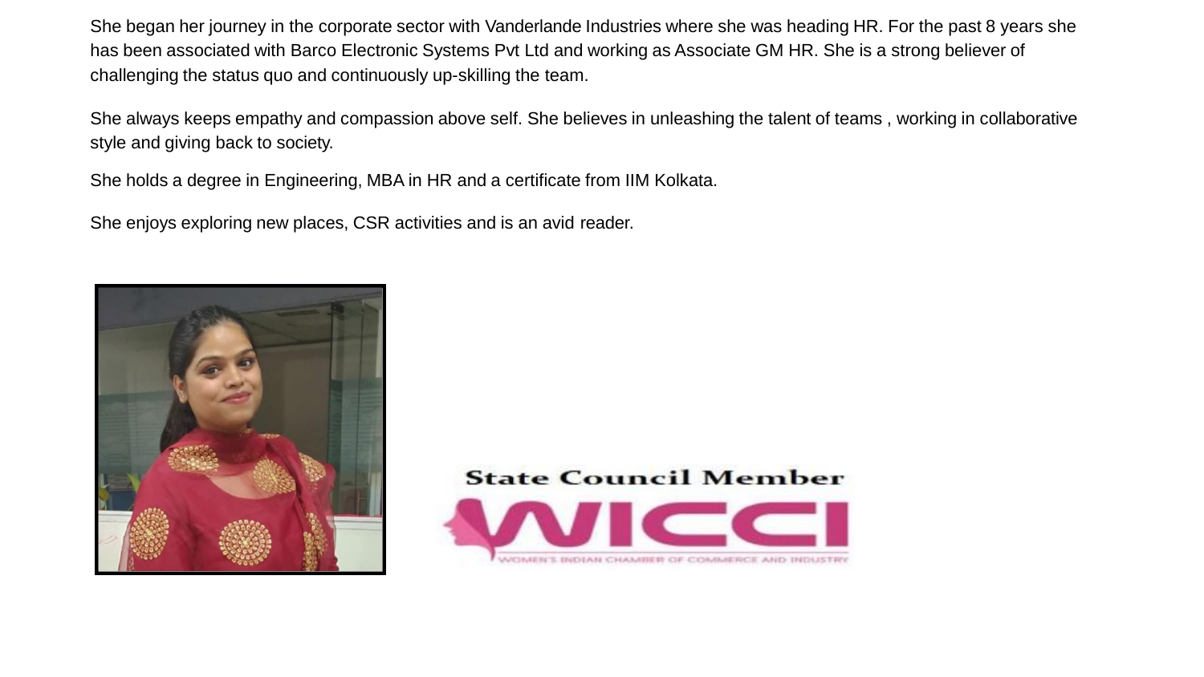She began her journey in the corporate sector with Vanderlande Industries where she was heading HR. For the past 8 years she has been associated with Barco Electronic Systems Pvt Ltd and working as Associate GM HR. She is a strong believer of challenging the status quo and continuously up-skilling the team.

She always keeps empathy and compassion above self. She believes in unleashing the talent of teams , working in collaborative style and giving back to society.

She holds a degree in Engineering, MBA in HR and a certificate from IIM Kolkata.

She enjoys exploring new places, CSR activities and is an avid reader.

State Council Member

WICCI

WOMEN'S INDIAN CHAMBER OF COMMERCE AND INDUSTRY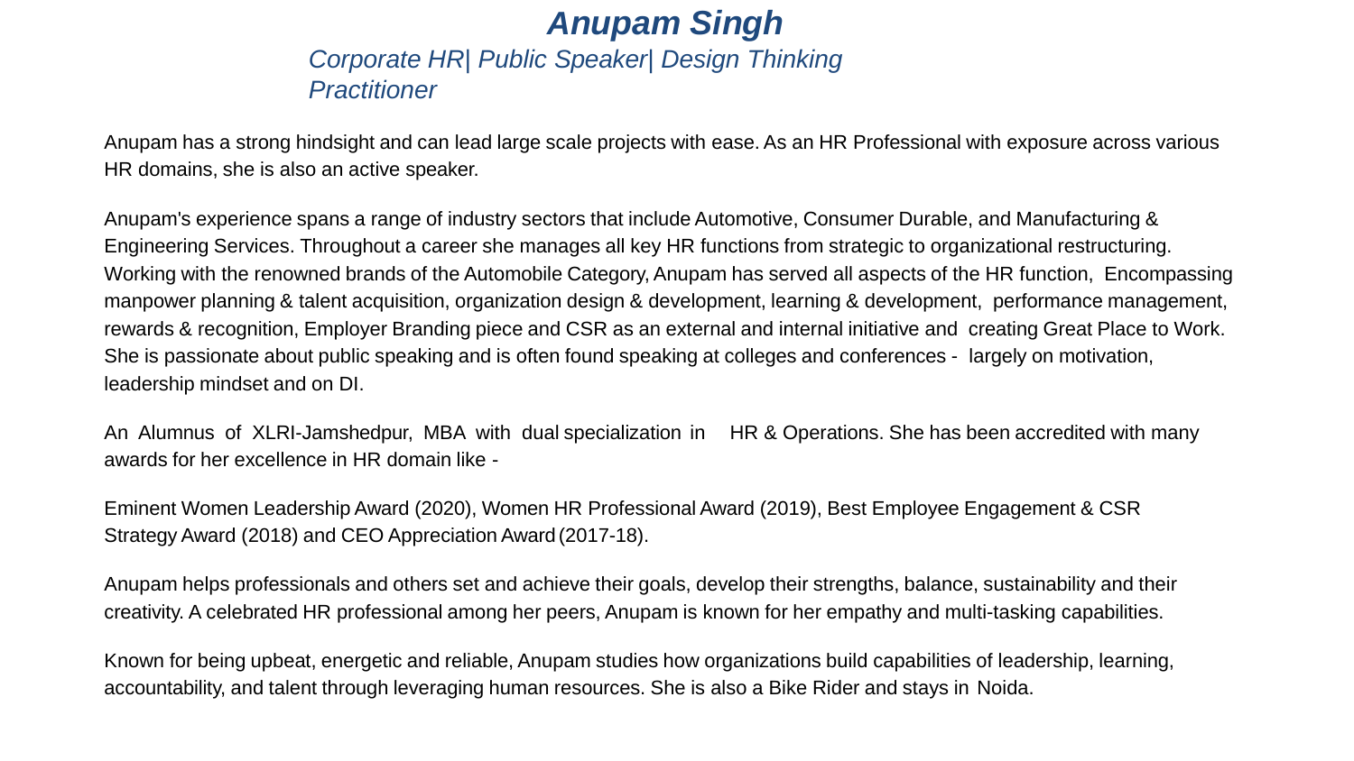# *Anupam Singh*

*Corporate HR| Public Speaker| Design Thinking Practitioner*

Anupam has a strong hindsight and can lead large scale projects with ease. As an HR Professional with exposure across various HR domains, she is also an active speaker.

Anupam's experience spans a range of industry sectors that include Automotive, Consumer Durable, and Manufacturing & Engineering Services. Throughout a career she manages all key HR functions from strategic to organizational restructuring. Working with the renowned brands of the Automobile Category, Anupam has served all aspects of the HR function, Encompassing manpower planning & talent acquisition, organization design & development, learning & development, performance management, rewards & recognition, Employer Branding piece and CSR as an external and internal initiative and creating Great Place to Work. She is passionate about public speaking and is often found speaking at colleges and conferences - largely on motivation, leadership mindset and on DI.

An Alumnus of XLRI-Jamshedpur, MBA with dual specialization in HR & Operations. She has been accredited with many awards for her excellence in HR domain like -

Eminent Women Leadership Award (2020), Women HR Professional Award (2019), Best Employee Engagement & CSR Strategy Award (2018) and CEO Appreciation Award (2017-18).

Anupam helps professionals and others set and achieve their goals, develop their strengths, balance, sustainability and their creativity. A celebrated HR professional among her peers, Anupam is known for her empathy and multi-tasking capabilities.

Known for being upbeat, energetic and reliable, Anupam studies how organizations build capabilities of leadership, learning, accountability, and talent through leveraging human resources. She is also a Bike Rider and stays in Noida.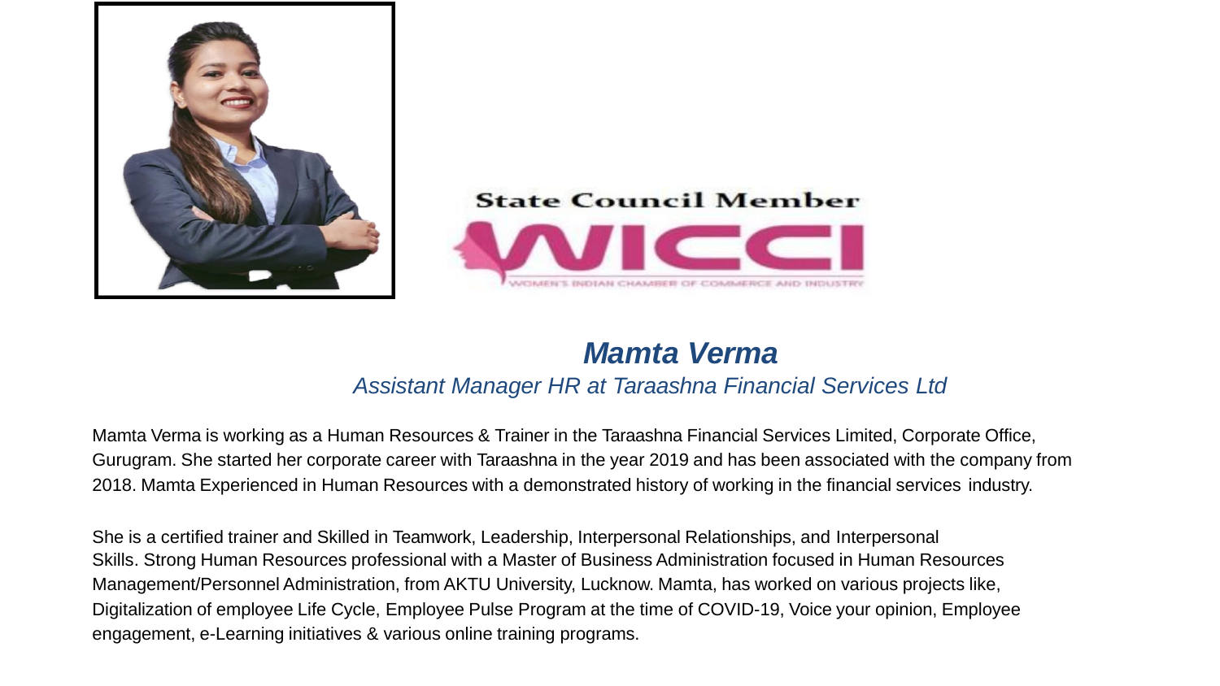State Council Member

WICCI

WOMEN'S INDIAN CHAMBER OF COMMERCE AND INDUSTRY

## *Mamta Verma*

*Assistant Manager HR at Taraashna Financial Services Ltd*

Mamta Verma is working as a Human Resources & Trainer in the Taraashna Financial Services Limited, Corporate Office, Gurugram. She started her corporate career with Taraashna in the year 2019 and has been associated with the company from 2018. Mamta Experienced in Human Resources with a demonstrated history of working in the financial services industry.

She is a certified trainer and Skilled in Teamwork, Leadership, Interpersonal Relationships, and Interpersonal Skills. Strong Human Resources professional with a Master of Business Administration focused in Human Resources Management/Personnel Administration, from AKTU University, Lucknow. Mamta, has worked on various projects like, Digitalization of employee Life Cycle, Employee Pulse Program at the time of COVID-19, Voice your opinion, Employee engagement, e-Learning initiatives & various online training programs.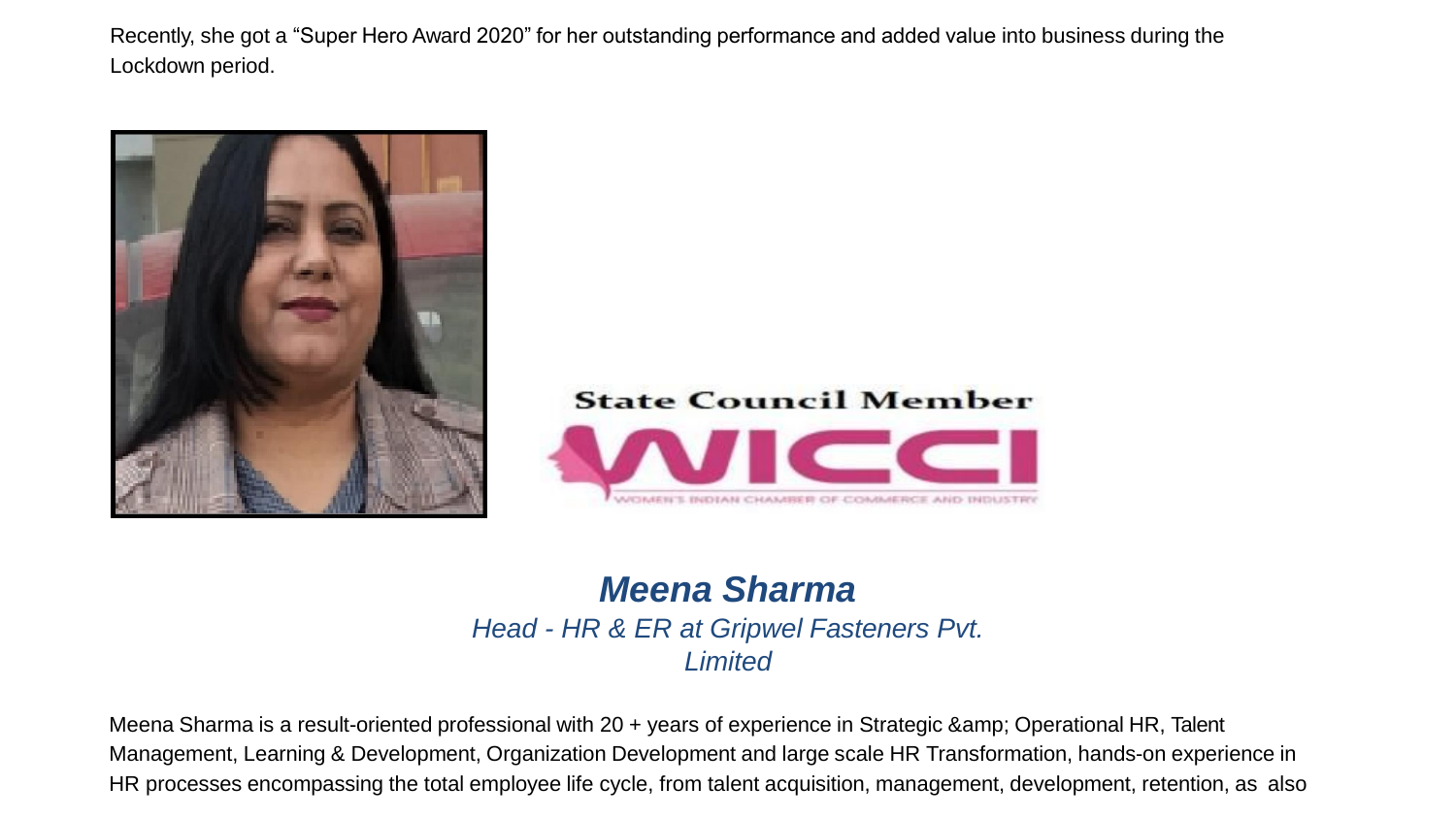Recently, she got a "Super Hero Award 2020" for her outstanding performance and added value into business during the Lockdown period.

State Council Member

WICCI

WOMEN'S INDIAN CHAMBER OF COMMERCE AND INDUSTRY

***Meena Sharma***

*Head - HR & ER at Gripwel Fasteners Pvt. Limited*

Meena Sharma is a result-oriented professional with 20 + years of experience in Strategic &amp; Operational HR, Talent Management, Learning & Development, Organization Development and large scale HR Transformation, hands-on experience in HR processes encompassing the total employee life cycle, from talent acquisition, management, development, retention, as also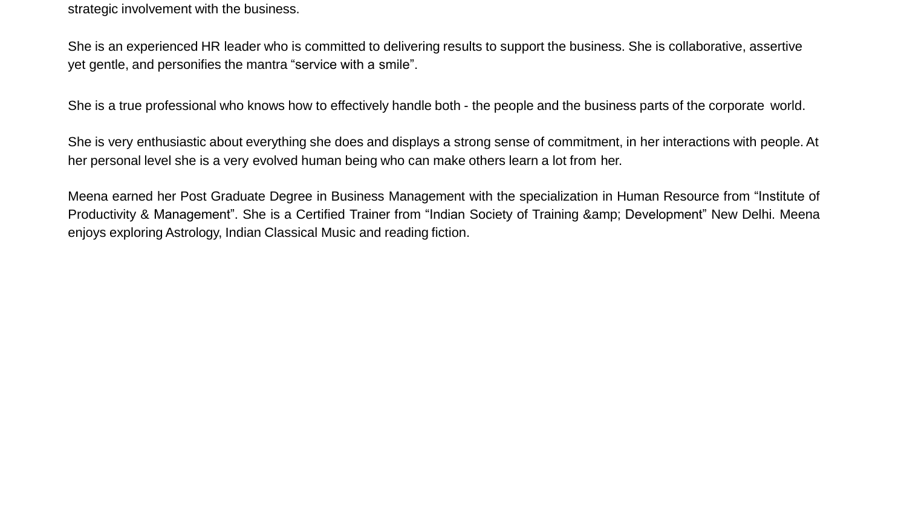strategic involvement with the business.

She is an experienced HR leader who is committed to delivering results to support the business. She is collaborative, assertive yet gentle, and personifies the mantra “service with a smile”.

She is a true professional who knows how to effectively handle both - the people and the business parts of the corporate world.

She is very enthusiastic about everything she does and displays a strong sense of commitment, in her interactions with people. At her personal level she is a very evolved human being who can make others learn a lot from her.

Meena earned her Post Graduate Degree in Business Management with the specialization in Human Resource from “Institute of Productivity & Management”. She is a Certified Trainer from “Indian Society of Training &amp; Development” New Delhi. Meena enjoys exploring Astrology, Indian Classical Music and reading fiction.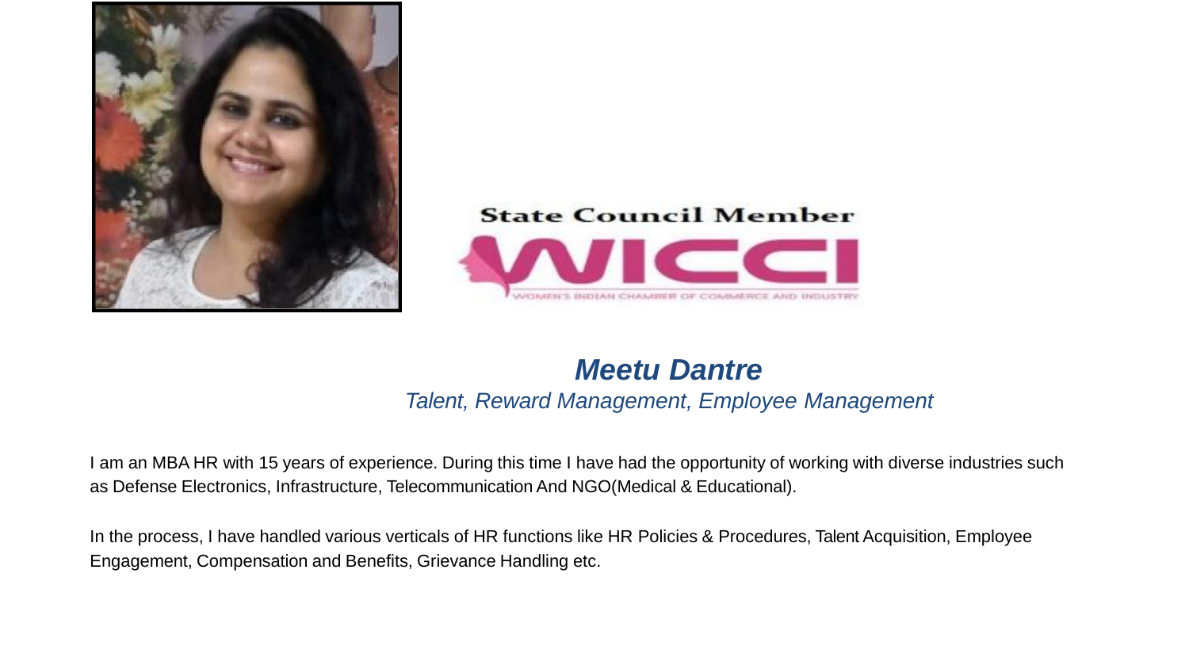State Council Member

WICCI

WOMEN'S INDIAN CHAMBER OF COMMERCE AND INDUSTRY

## *Meetu Dantre*

*Talent, Reward Management, Employee Management*

I am an MBA HR with 15 years of experience. During this time I have had the opportunity of working with diverse industries such as Defense Electronics, Infrastructure, Telecommunication And NGO(Medical & Educational).

In the process, I have handled various verticals of HR functions like HR Policies & Procedures, Talent Acquisition, Employee Engagement, Compensation and Benefits, Grievance Handling etc.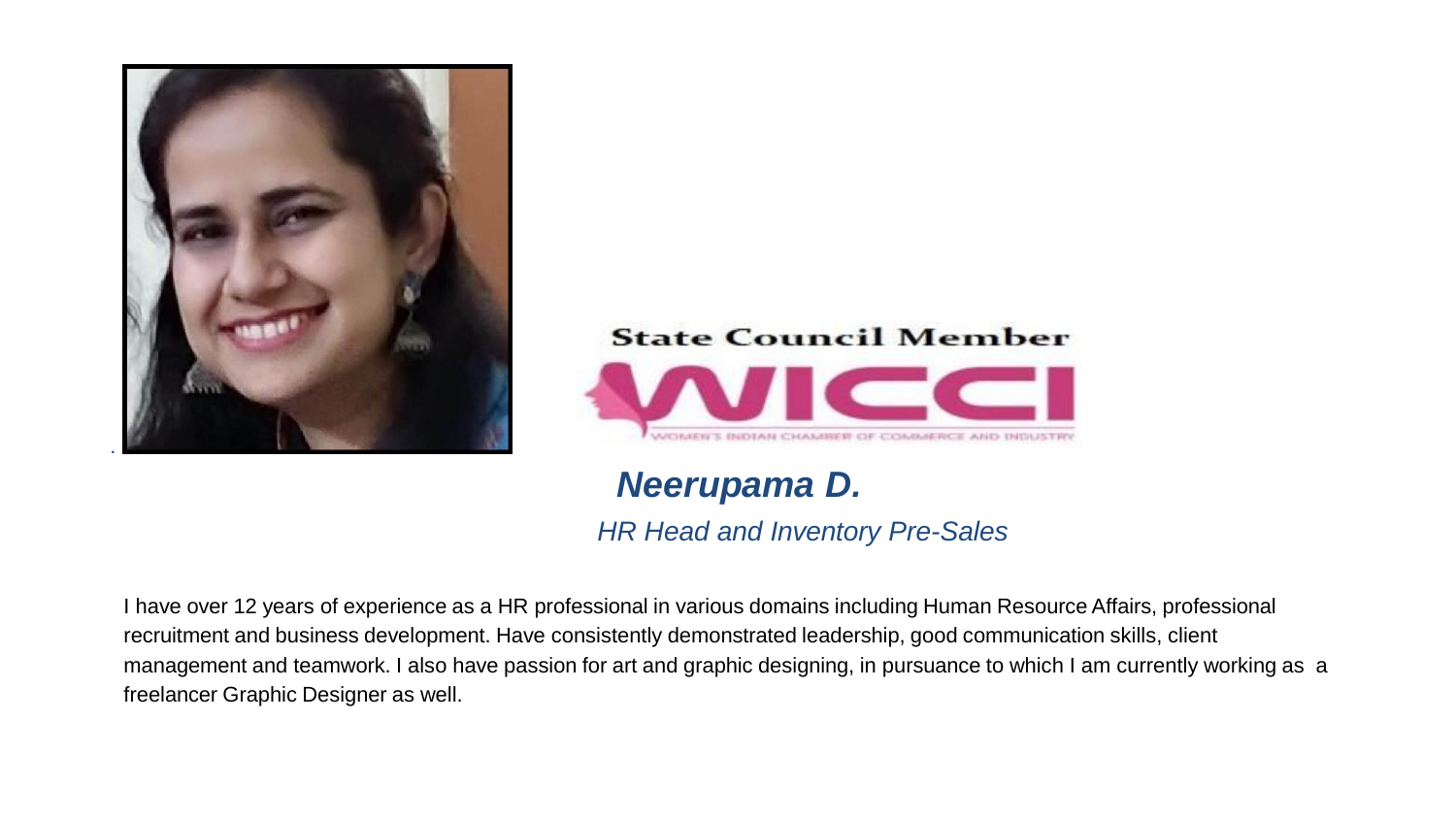**State Council Member**

WICCI

WOMEN'S INDIAN CHAMBER OF COMMERCE AND INDUSTRY

***Neerupama D.***

*HR Head and Inventory Pre-Sales*

I have over 12 years of experience as a HR professional in various domains including Human Resource Affairs, professional recruitment and business development. Have consistently demonstrated leadership, good communication skills, client management and teamwork. I also have passion for art and graphic designing, in pursuance to which I am currently working as a freelancer Graphic Designer as well.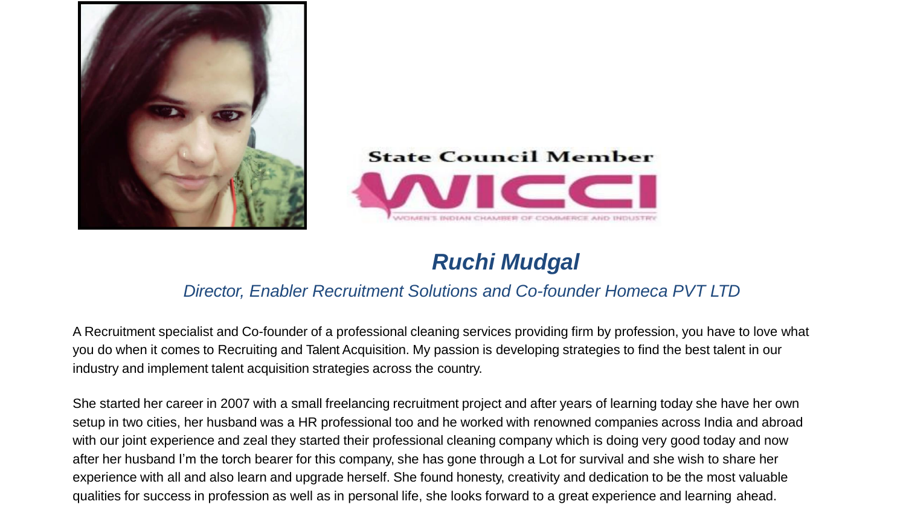State Council Member

WICCI

WOMEN'S INDIAN CHAMBER OF COMMERCE AND INDUSTRY

## *Ruchi Mudgal*

*Director, Enabler Recruitment Solutions and Co-founder Homeca PVT LTD*

A Recruitment specialist and Co-founder of a professional cleaning services providing firm by profession, you have to love what you do when it comes to Recruiting and Talent Acquisition. My passion is developing strategies to find the best talent in our industry and implement talent acquisition strategies across the country.

She started her career in 2007 with a small freelancing recruitment project and after years of learning today she have her own setup in two cities, her husband was a HR professional too and he worked with renowned companies across India and abroad with our joint experience and zeal they started their professional cleaning company which is doing very good today and now after her husband I'm the torch bearer for this company, she has gone through a Lot for survival and she wish to share her experience with all and also learn and upgrade herself. She found honesty, creativity and dedication to be the most valuable qualities for success in profession as well as in personal life, she looks forward to a great experience and learning ahead.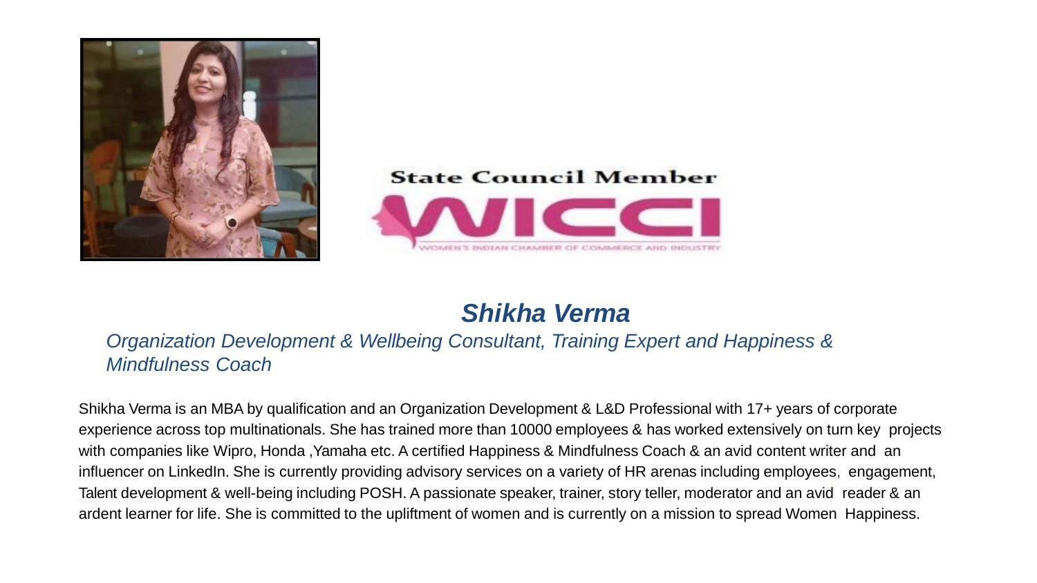State Council Member

WICCI

WOMEN'S INDIAN CHAMBER OF COMMERCE AND INDUSTRY

## *Shikha Verma*

*Organization Development & Wellbeing Consultant, Training Expert and Happiness & Mindfulness Coach*

Shikha Verma is an MBA by qualification and an Organization Development & L&D Professional with 17+ years of corporate experience across top multinationals. She has trained more than 10000 employees & has worked extensively on turn key projects with companies like Wipro, Honda ,Yamaha etc. A certified Happiness & Mindfulness Coach & an avid content writer and an influencer on LinkedIn. She is currently providing advisory services on a variety of HR arenas including employees, engagement, Talent development & well-being including POSH. A passionate speaker, trainer, story teller, moderator and an avid reader & an ardent learner for life. She is committed to the upliftment of women and is currently on a mission to spread Women Happiness.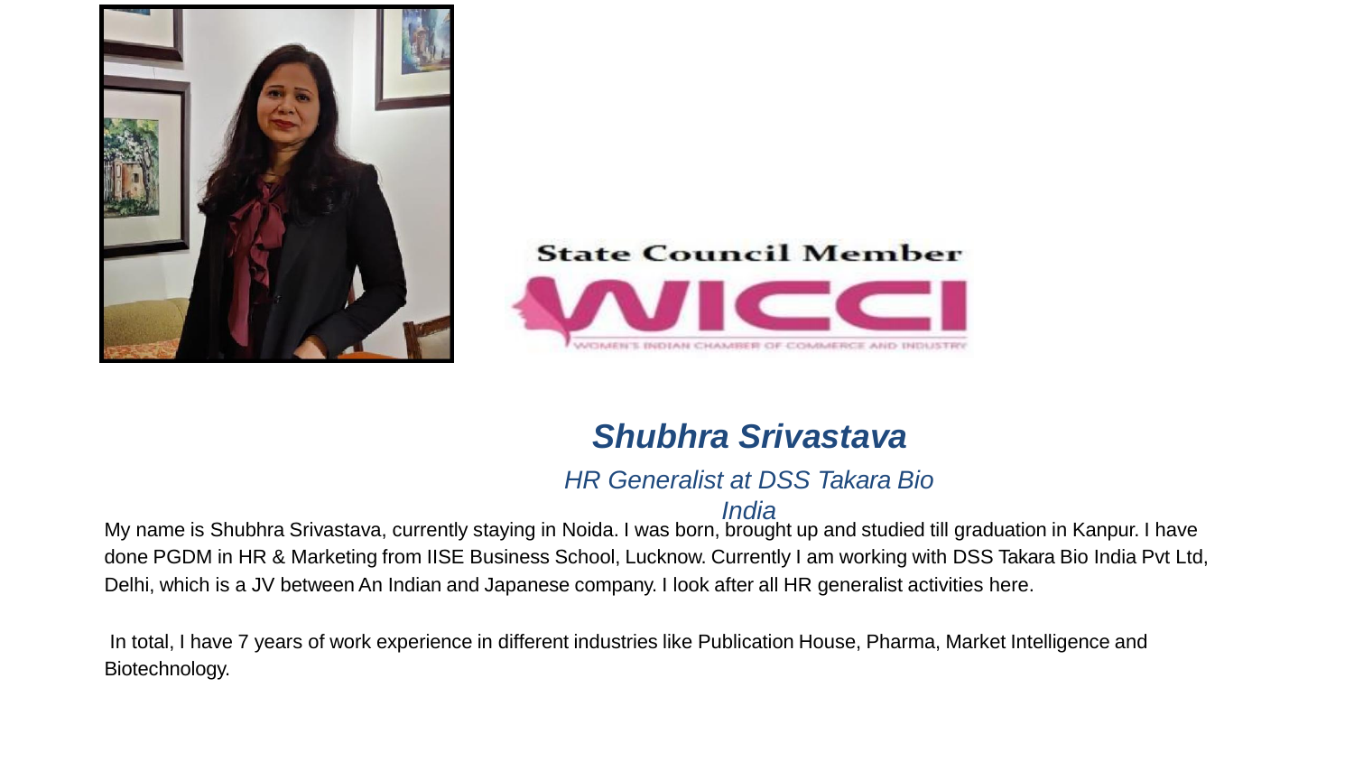State Council Member

WICCI

WOMEN'S INDIAN CHAMBER OF COMMERCE AND INDUSTRY

## *Shubhra Srivastava*

*HR Generalist at DSS Takara Bio India*

My name is Shubhra Srivastava, currently staying in Noida. I was born, brought up and studied till graduation in Kanpur. I have done PGDM in HR & Marketing from IISE Business School, Lucknow. Currently I am working with DSS Takara Bio India Pvt Ltd, Delhi, which is a JV between An Indian and Japanese company. I look after all HR generalist activities here.

In total, I have 7 years of work experience in different industries like Publication House, Pharma, Market Intelligence and Biotechnology.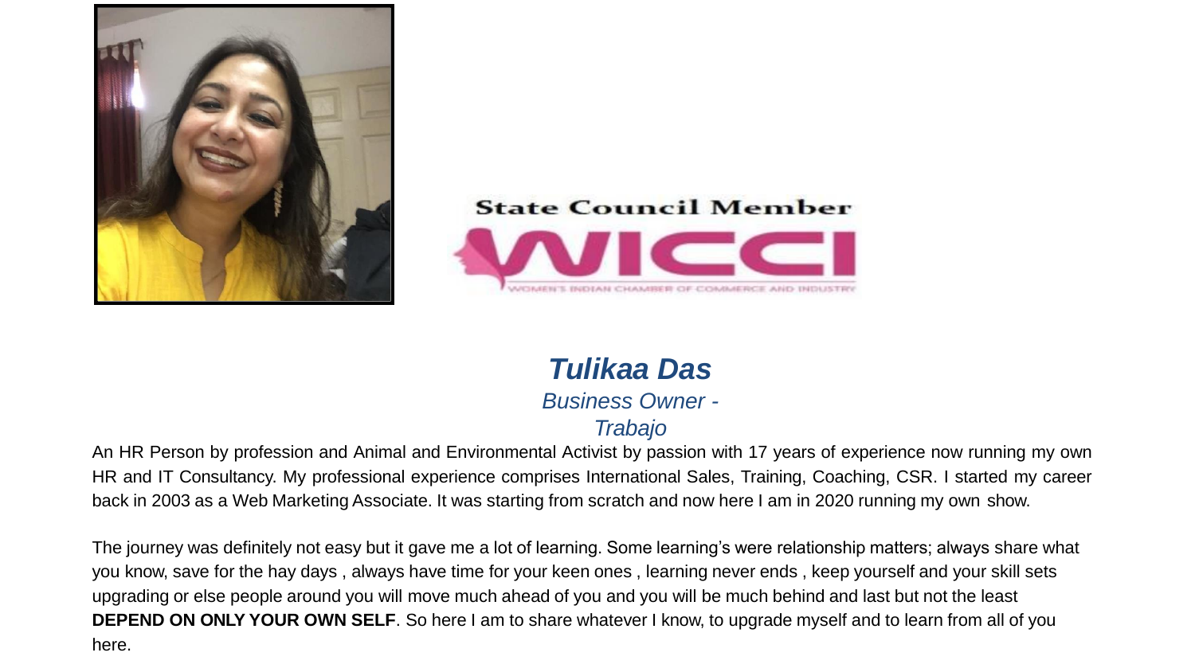State Council Member

WICCI

WOMEN'S INDIAN CHAMBER OF COMMERCE AND INDUSTRY

***Tulikaa Das***

*Business Owner - Trabajo*

An HR Person by profession and Animal and Environmental Activist by passion with 17 years of experience now running my own HR and IT Consultancy. My professional experience comprises International Sales, Training, Coaching, CSR. I started my career back in 2003 as a Web Marketing Associate. It was starting from scratch and now here I am in 2020 running my own show.

The journey was definitely not easy but it gave me a lot of learning. Some learning's were relationship matters; always share what you know, save for the hay days , always have time for your keen ones , learning never ends , keep yourself and your skill sets upgrading or else people around you will move much ahead of you and you will be much behind and last but not the least **DEPEND ON ONLY YOUR OWN SELF**. So here I am to share whatever I know, to upgrade myself and to learn from all of you here.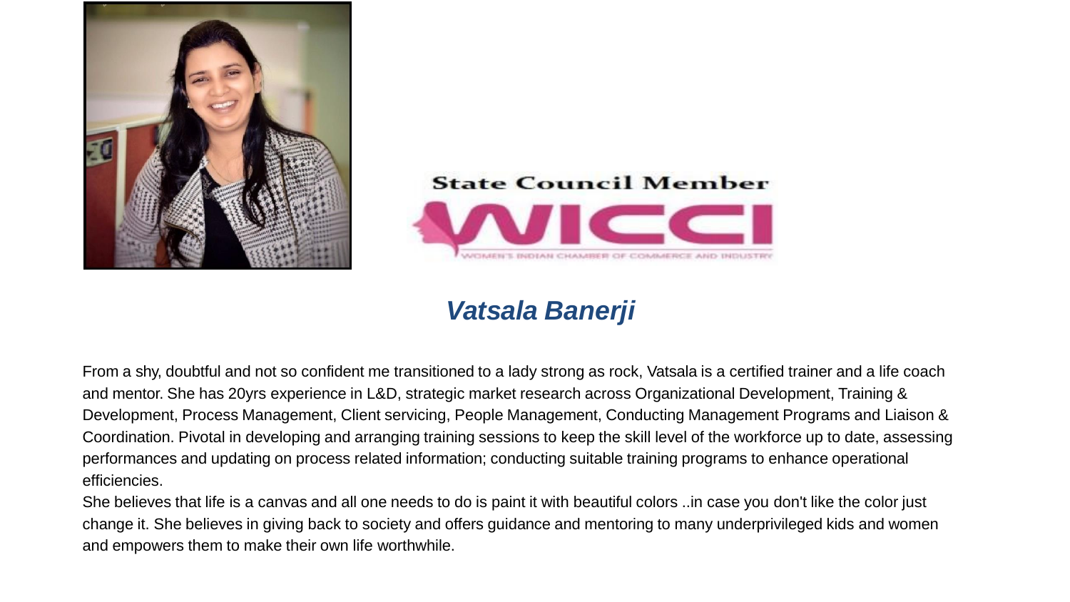State Council Member

WICCI

WOMEN'S INDIAN CHAMBER OF COMMERCE AND INDUSTRY

## *Vatsala Banerji*

From a shy, doubtful and not so confident me transitioned to a lady strong as rock, Vatsala is a certified trainer and a life coach and mentor. She has 20yrs experience in L&D, strategic market research across Organizational Development, Training & Development, Process Management, Client servicing, People Management, Conducting Management Programs and Liaison & Coordination. Pivotal in developing and arranging training sessions to keep the skill level of the workforce up to date, assessing performances and updating on process related information; conducting suitable training programs to enhance operational efficiencies.

She believes that life is a canvas and all one needs to do is paint it with beautiful colors ..in case you don't like the color just change it. She believes in giving back to society and offers guidance and mentoring to many underprivileged kids and women and empowers them to make their own life worthwhile.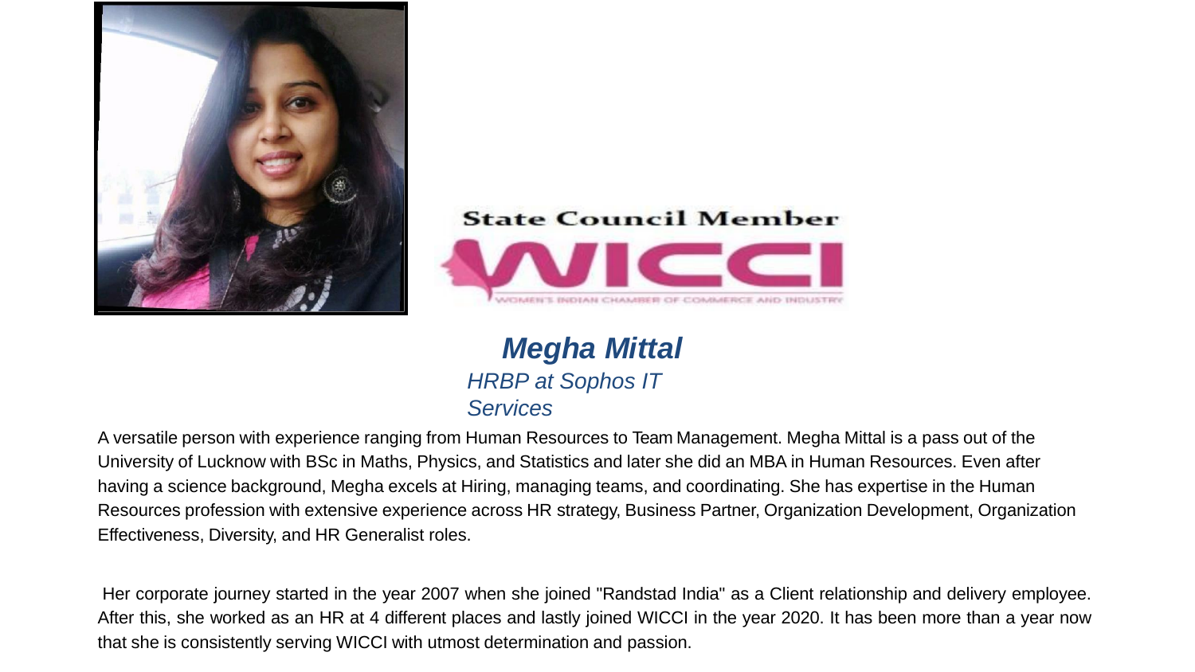State Council Member

WICCI

WOMEN'S INDIAN CHAMBER OF COMMERCE AND INDUSTRY

## *Megha Mittal*

*HRBP at Sophos IT Services*

A versatile person with experience ranging from Human Resources to Team Management. Megha Mittal is a pass out of the University of Lucknow with BSc in Maths, Physics, and Statistics and later she did an MBA in Human Resources. Even after having a science background, Megha excels at Hiring, managing teams, and coordinating. She has expertise in the Human Resources profession with extensive experience across HR strategy, Business Partner, Organization Development, Organization Effectiveness, Diversity, and HR Generalist roles.

Her corporate journey started in the year 2007 when she joined "Randstad India" as a Client relationship and delivery employee. After this, she worked as an HR at 4 different places and lastly joined WICCI in the year 2020. It has been more than a year now that she is consistently serving WICCI with utmost determination and passion.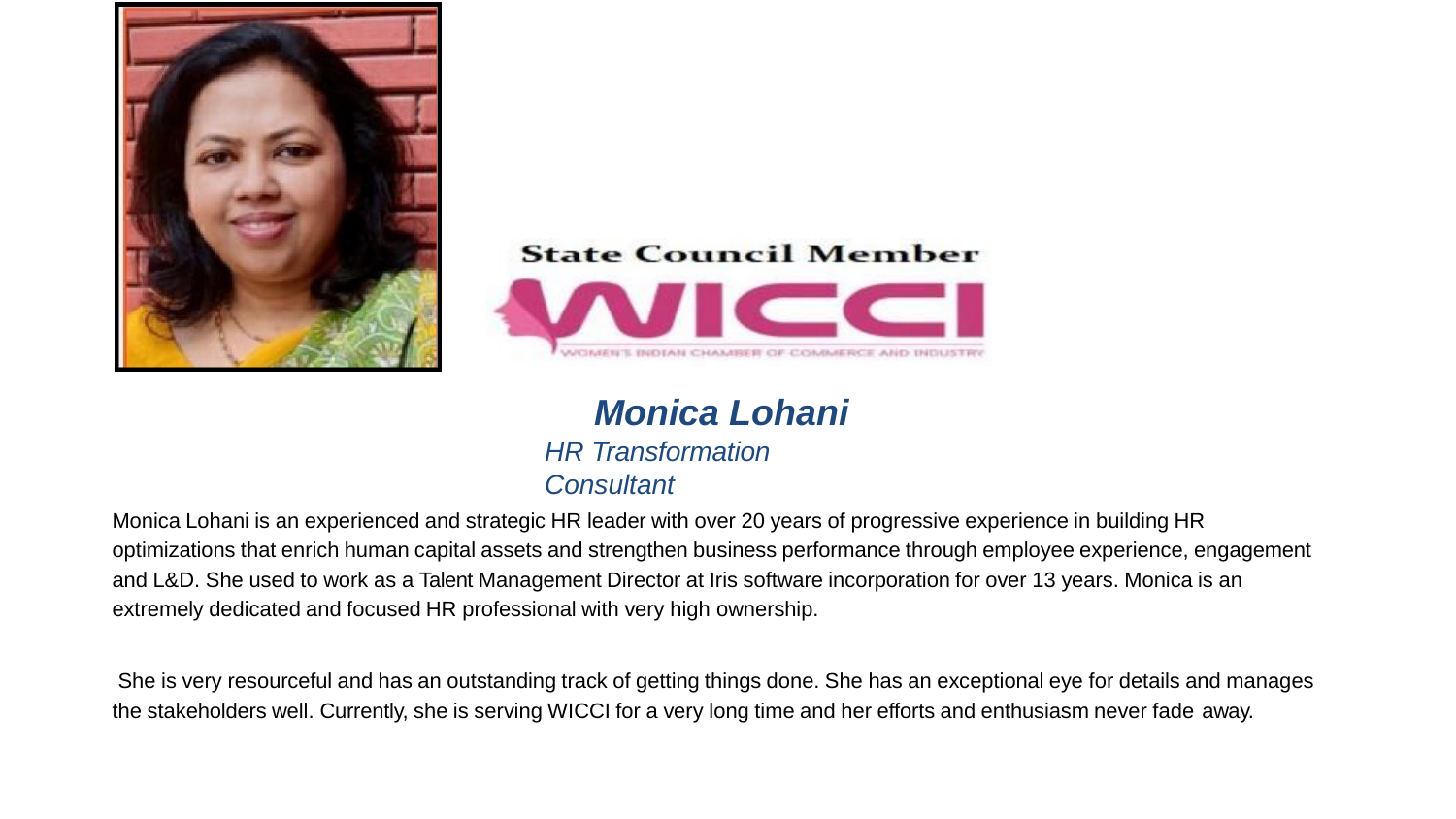State Council Member

WICCI

WOMEN'S INDIAN CHAMBER OF COMMERCE AND INDUSTRY

***Monica Lohani***

*HR Transformation Consultant*

Monica Lohani is an experienced and strategic HR leader with over 20 years of progressive experience in building HR optimizations that enrich human capital assets and strengthen business performance through employee experience, engagement and L&D. She used to work as a Talent Management Director at Iris software incorporation for over 13 years. Monica is an extremely dedicated and focused HR professional with very high ownership.

She is very resourceful and has an outstanding track of getting things done. She has an exceptional eye for details and manages the stakeholders well. Currently, she is serving WICCI for a very long time and her efforts and enthusiasm never fade away.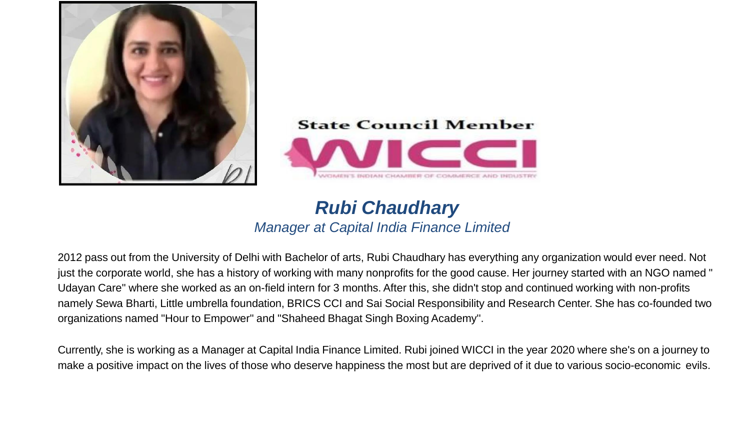State Council Member

WICCI

WOMEN'S INDIAN CHAMBER OF COMMERCE AND INDUSTRY

## *Rubi Chaudhary*

*Manager at Capital India Finance Limited*

2012 pass out from the University of Delhi with Bachelor of arts, Rubi Chaudhary has everything any organization would ever need. Not just the corporate world, she has a history of working with many nonprofits for the good cause. Her journey started with an NGO named " Udayan Care" where she worked as an on-field intern for 3 months. After this, she didn't stop and continued working with non-profits namely Sewa Bharti, Little umbrella foundation, BRICS CCI and Sai Social Responsibility and Research Center. She has co-founded two organizations named "Hour to Empower" and "Shaheed Bhagat Singh Boxing Academy".

Currently, she is working as a Manager at Capital India Finance Limited. Rubi joined WICCI in the year 2020 where she's on a journey to make a positive impact on the lives of those who deserve happiness the most but are deprived of it due to various socio-economic evils.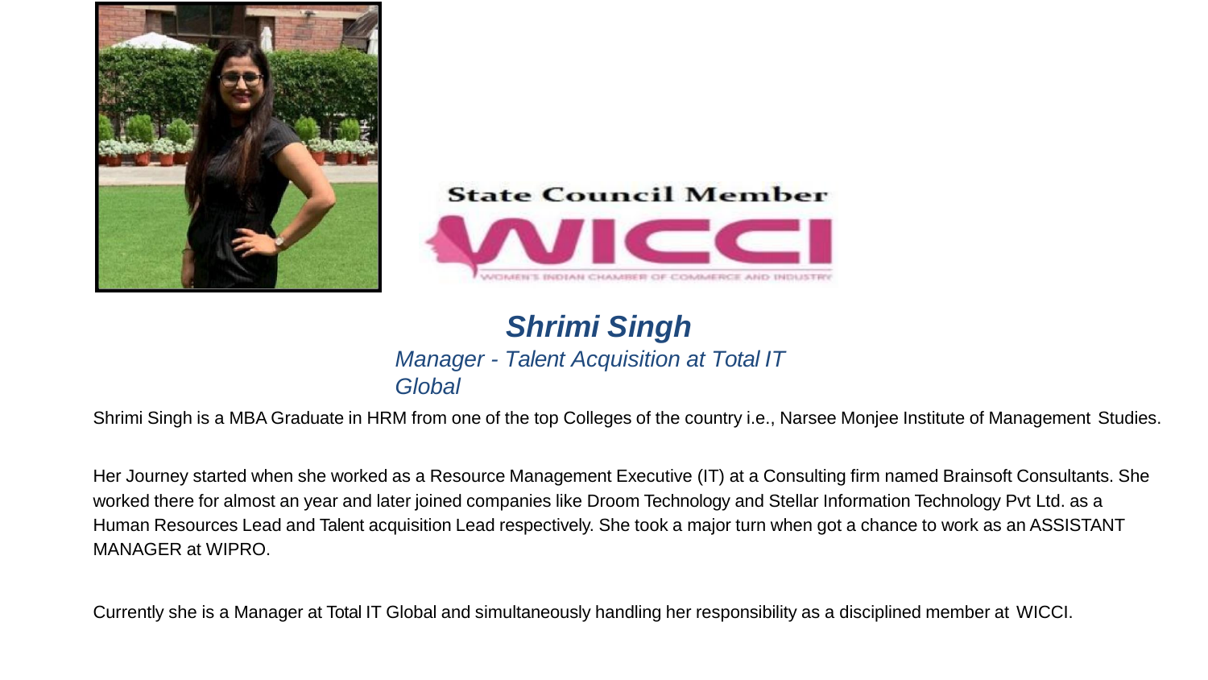State Council Member

WICCI

WOMEN'S INDIAN CHAMBER OF COMMERCE AND INDUSTRY

## *Shrimi Singh*

*Manager - Talent Acquisition at Total IT Global*

Shrimi Singh is a MBA Graduate in HRM from one of the top Colleges of the country i.e., Narsee Monjee Institute of Management Studies.

Her Journey started when she worked as a Resource Management Executive (IT) at a Consulting firm named Brainsoft Consultants. She worked there for almost an year and later joined companies like Droom Technology and Stellar Information Technology Pvt Ltd. as a Human Resources Lead and Talent acquisition Lead respectively. She took a major turn when got a chance to work as an ASSISTANT MANAGER at WIPRO.

Currently she is a Manager at Total IT Global and simultaneously handling her responsibility as a disciplined member at WICCI.